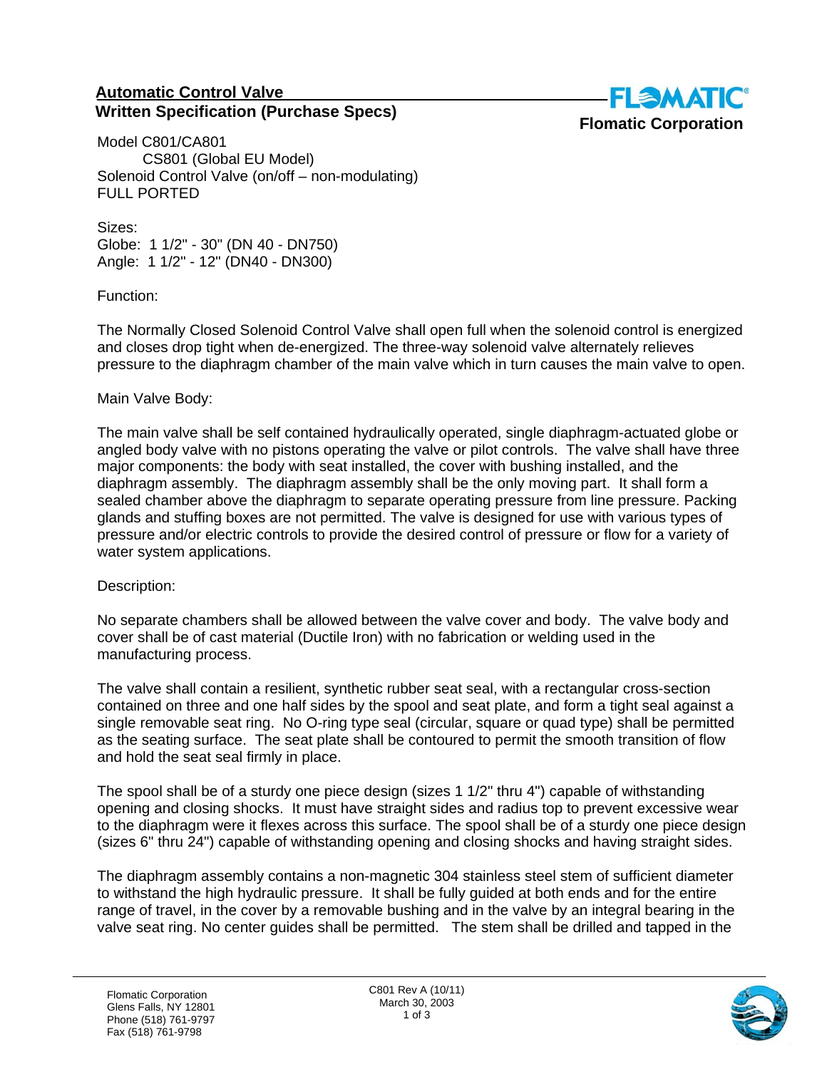**Automatic Control Valve**
**Written Specification (Purchase Specs)**

**Flomatic Corporation**

Model C801/CA801
CS801 (Global EU Model)
Solenoid Control Valve (on/off – non-modulating)
FULL PORTED

Sizes:
Globe: 1 1/2" - 30" (DN 40 - DN750)
Angle: 1 1/2" - 12" (DN40 - DN300)

Function:

The Normally Closed Solenoid Control Valve shall open full when the solenoid control is energized and closes drop tight when de-energized. The three-way solenoid valve alternately relieves pressure to the diaphragm chamber of the main valve which in turn causes the main valve to open.

Main Valve Body:

The main valve shall be self contained hydraulically operated, single diaphragm-actuated globe or angled body valve with no pistons operating the valve or pilot controls. The valve shall have three major components: the body with seat installed, the cover with bushing installed, and the diaphragm assembly. The diaphragm assembly shall be the only moving part. It shall form a sealed chamber above the diaphragm to separate operating pressure from line pressure. Packing glands and stuffing boxes are not permitted. The valve is designed for use with various types of pressure and/or electric controls to provide the desired control of pressure or flow for a variety of water system applications.

Description:

No separate chambers shall be allowed between the valve cover and body. The valve body and cover shall be of cast material (Ductile Iron) with no fabrication or welding used in the manufacturing process.

The valve shall contain a resilient, synthetic rubber seat seal, with a rectangular cross-section contained on three and one half sides by the spool and seat plate, and form a tight seal against a single removable seat ring. No O-ring type seal (circular, square or quad type) shall be permitted as the seating surface. The seat plate shall be contoured to permit the smooth transition of flow and hold the seat seal firmly in place.

The spool shall be of a sturdy one piece design (sizes 1 1/2" thru 4") capable of withstanding opening and closing shocks. It must have straight sides and radius top to prevent excessive wear to the diaphragm were it flexes across this surface. The spool shall be of a sturdy one piece design (sizes 6" thru 24") capable of withstanding opening and closing shocks and having straight sides.

The diaphragm assembly contains a non-magnetic 304 stainless steel stem of sufficient diameter to withstand the high hydraulic pressure. It shall be fully guided at both ends and for the entire range of travel, in the cover by a removable bushing and in the valve by an integral bearing in the valve seat ring. No center guides shall be permitted. The stem shall be drilled and tapped in the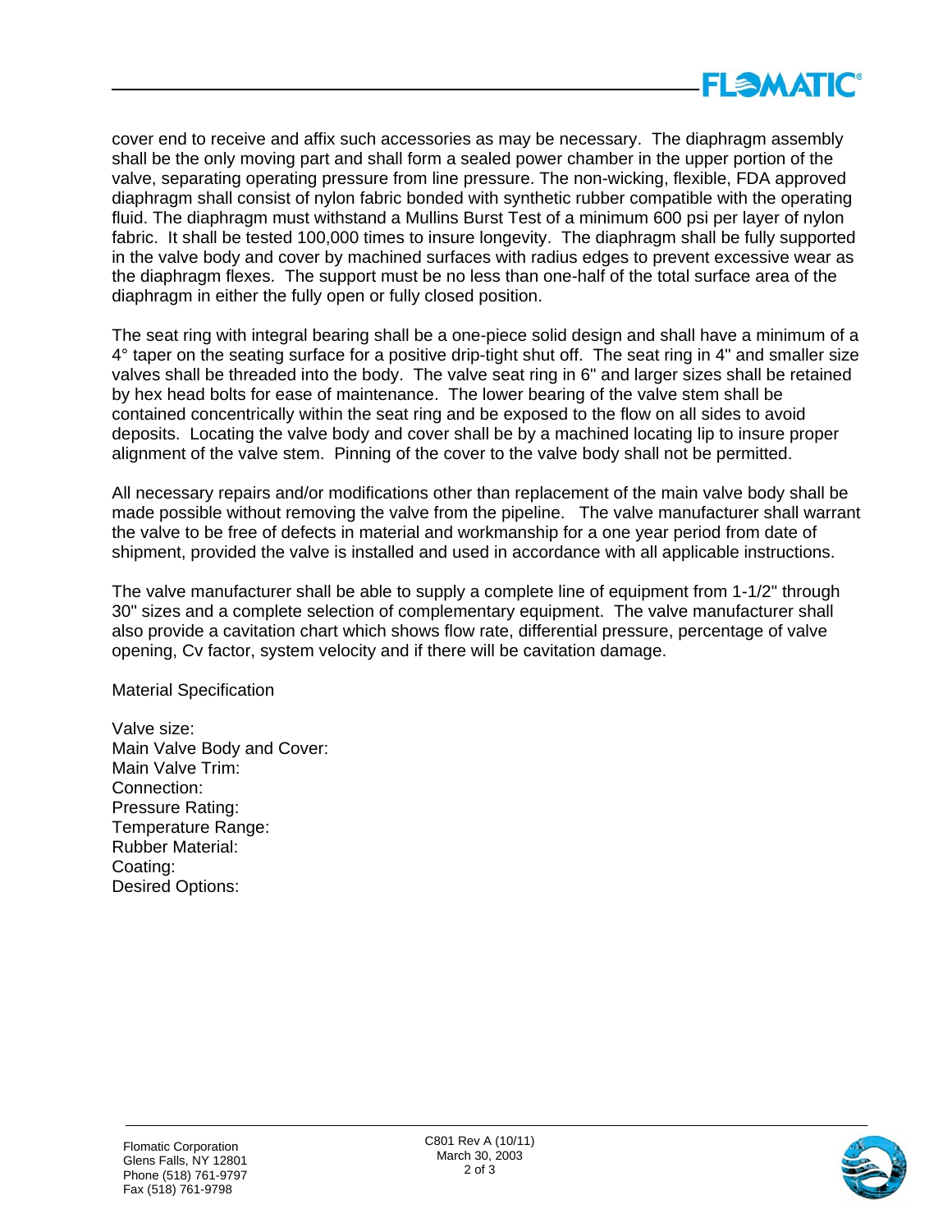cover end to receive and affix such accessories as may be necessary. The diaphragm assembly shall be the only moving part and shall form a sealed power chamber in the upper portion of the valve, separating operating pressure from line pressure. The non-wicking, flexible, FDA approved diaphragm shall consist of nylon fabric bonded with synthetic rubber compatible with the operating fluid. The diaphragm must withstand a Mullins Burst Test of a minimum 600 psi per layer of nylon fabric. It shall be tested 100,000 times to insure longevity. The diaphragm shall be fully supported in the valve body and cover by machined surfaces with radius edges to prevent excessive wear as the diaphragm flexes. The support must be no less than one-half of the total surface area of the diaphragm in either the fully open or fully closed position.

The seat ring with integral bearing shall be a one-piece solid design and shall have a minimum of a 4° taper on the seating surface for a positive drip-tight shut off. The seat ring in 4" and smaller size valves shall be threaded into the body. The valve seat ring in 6" and larger sizes shall be retained by hex head bolts for ease of maintenance. The lower bearing of the valve stem shall be contained concentrically within the seat ring and be exposed to the flow on all sides to avoid deposits. Locating the valve body and cover shall be by a machined locating lip to insure proper alignment of the valve stem. Pinning of the cover to the valve body shall not be permitted.

All necessary repairs and/or modifications other than replacement of the main valve body shall be made possible without removing the valve from the pipeline. The valve manufacturer shall warrant the valve to be free of defects in material and workmanship for a one year period from date of shipment, provided the valve is installed and used in accordance with all applicable instructions.

The valve manufacturer shall be able to supply a complete line of equipment from 1-1/2" through 30" sizes and a complete selection of complementary equipment. The valve manufacturer shall also provide a cavitation chart which shows flow rate, differential pressure, percentage of valve opening, Cv factor, system velocity and if there will be cavitation damage.

Material Specification

Valve size:
Main Valve Body and Cover:
Main Valve Trim:
Connection:
Pressure Rating:
Temperature Range:
Rubber Material:
Coating:
Desired Options: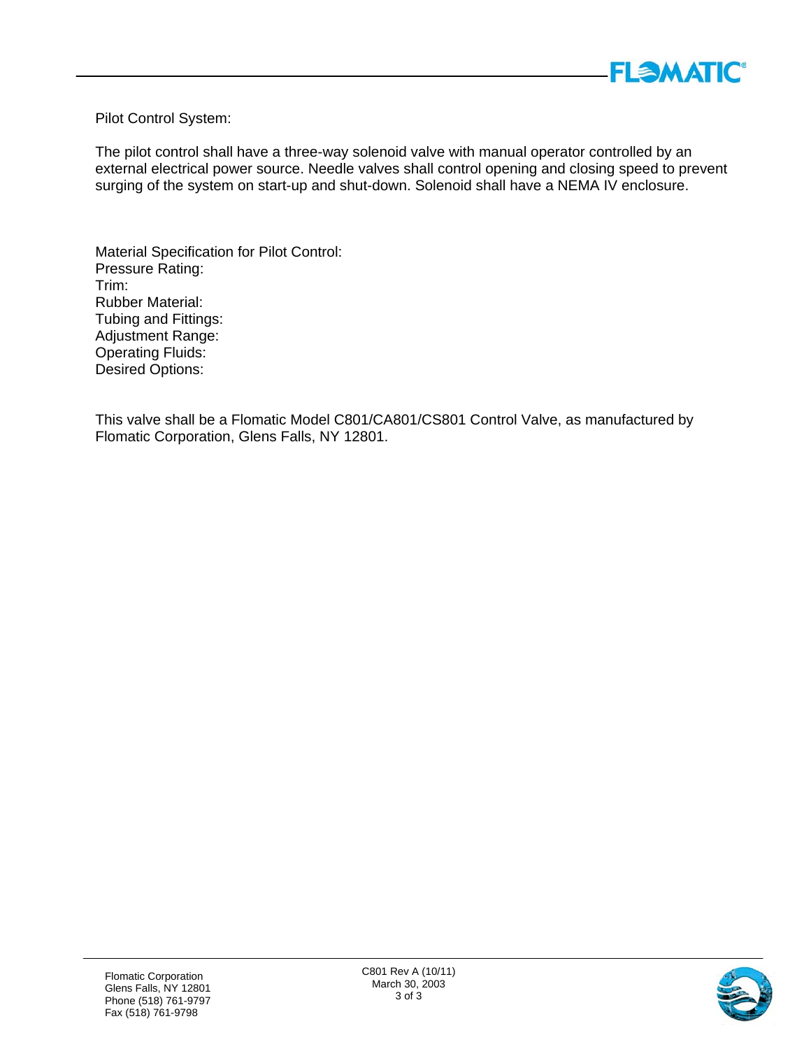Pilot Control System:

The pilot control shall have a three-way solenoid valve with manual operator controlled by an external electrical power source. Needle valves shall control opening and closing speed to prevent surging of the system on start-up and shut-down. Solenoid shall have a NEMA IV enclosure.

Material Specification for Pilot Control:
Pressure Rating:
Trim:
Rubber Material:
Tubing and Fittings:
Adjustment Range:
Operating Fluids:
Desired Options:

This valve shall be a Flomatic Model C801/CA801/CS801 Control Valve, as manufactured by Flomatic Corporation, Glens Falls, NY 12801.